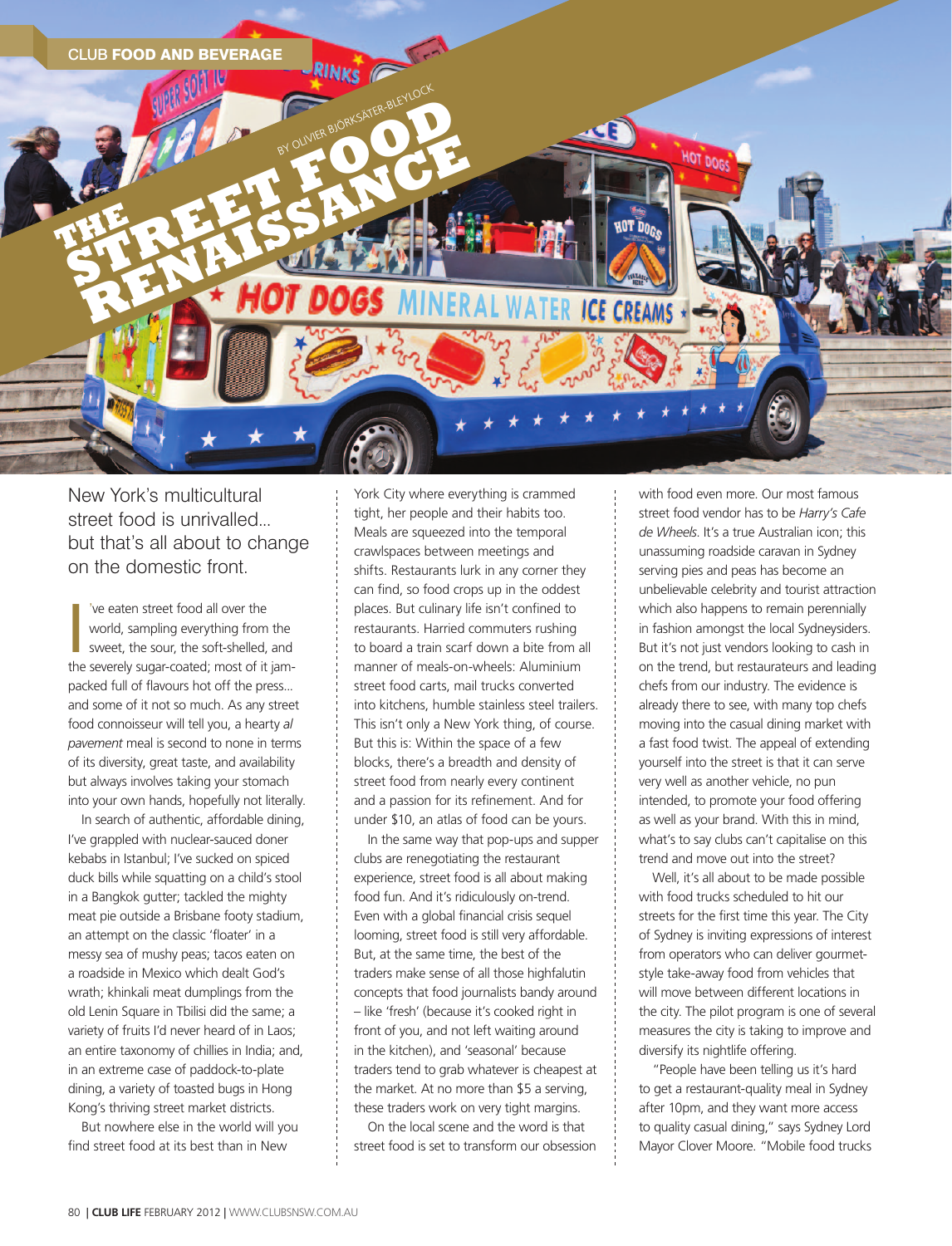# THE STREET FOOD RENAISSANCE

BY OLIVIER BJÖRKSÄTER-BLEYLOCK

New York's multicultural street food is unrivalled... but that's all about to change on the domestic front.

I've eaten street food all over the world, sampling everything from the sweet, the sour, the soft-shelled, and the severely sugar-coated; most of it jam-packed full of flavours hot off the press... and some of it not so much. As any street food connoisseur will tell you, a hearty *al pavement* meal is second to none in terms of its diversity, great taste, and availability but always involves taking your stomach into your own hands, hopefully not literally.

In search of authentic, affordable dining, I've grappled with nuclear-sauced doner kebabs in Istanbul; I've sucked on spiced duck bills while squatting on a child's stool in a Bangkok gutter; tackled the mighty meat pie outside a Brisbane footy stadium, an attempt on the classic 'floater' in a messy sea of mushy peas; tacos eaten on a roadside in Mexico which dealt God's wrath; khinkali meat dumplings from the old Lenin Square in Tbilisi did the same; a variety of fruits I'd never heard of in Laos; an entire taxonomy of chillies in India; and, in an extreme case of paddock-to-plate dining, a variety of toasted bugs in Hong Kong's thriving street market districts.

But nowhere else in the world will you find street food at its best than in New York City where everything is crammed tight, her people and their habits too. Meals are squeezed into the temporal crawlspaces between meetings and shifts. Restaurants lurk in any corner they can find, so food crops up in the oddest places. But culinary life isn't confined to restaurants. Harried commuters rushing to board a train scarf down a bite from all manner of meals-on-wheels: Aluminium street food carts, mail trucks converted into kitchens, humble stainless steel trailers. This isn't only a New York thing, of course. But this is: Within the space of a few blocks, there's a breadth and density of street food from nearly every continent and a passion for its refinement. And for under $10, an atlas of food can be yours.

In the same way that pop-ups and supper clubs are renegotiating the restaurant experience, street food is all about making food fun. And it's ridiculously on-trend. Even with a global financial crisis sequel looming, street food is still very affordable. But, at the same time, the best of the traders make sense of all those highfalutin concepts that food journalists bandy around – like 'fresh' (because it's cooked right in front of you, and not left waiting around in the kitchen), and 'seasonal' because traders tend to grab whatever is cheapest at the market. At no more than $5 a serving, these traders work on very tight margins.

On the local scene and the word is that street food is set to transform our obsession with food even more. Our most famous street food vendor has to be *Harry's Cafe de Wheels*. It's a true Australian icon; this unassuming roadside caravan in Sydney serving pies and peas has become an unbelievable celebrity and tourist attraction which also happens to remain perennially in fashion amongst the local Sydneysiders. But it's not just vendors looking to cash in on the trend, but restaurateurs and leading chefs from our industry. The evidence is already there to see, with many top chefs moving into the casual dining market with a fast food twist. The appeal of extending yourself into the street is that it can serve very well as another vehicle, no pun intended, to promote your food offering as well as your brand. With this in mind, what's to say clubs can't capitalise on this trend and move out into the street?

Well, it's all about to be made possible with food trucks scheduled to hit our streets for the first time this year. The City of Sydney is inviting expressions of interest from operators who can deliver gourmet-style take-away food from vehicles that will move between different locations in the city. The pilot program is one of several measures the city is taking to improve and diversify its nightlife offering.

"People have been telling us it's hard to get a restaurant-quality meal in Sydney after 10pm, and they want more access to quality casual dining," says Sydney Lord Mayor Clover Moore. "Mobile food trucks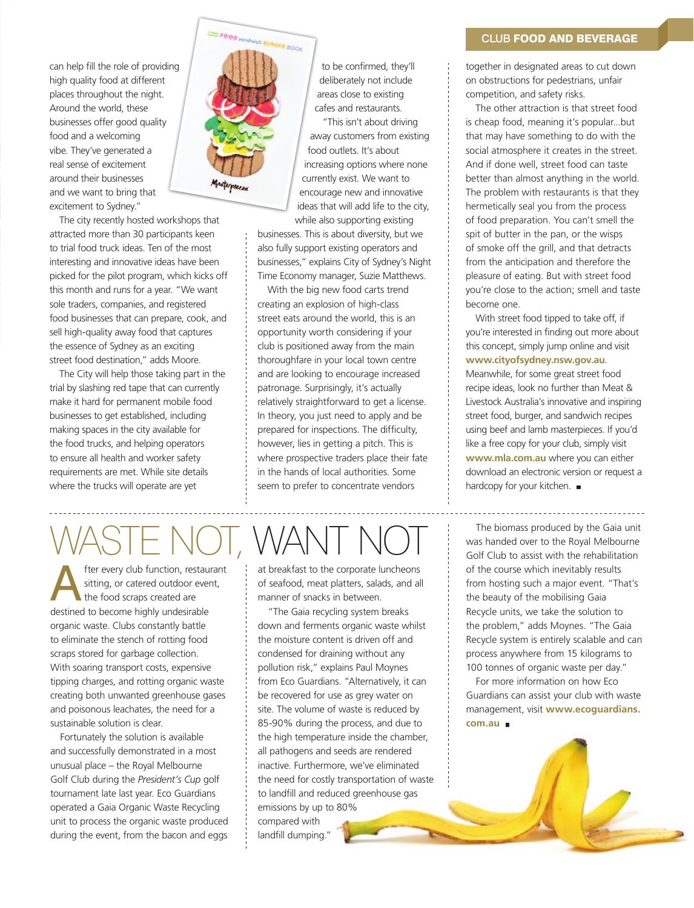can help fill the role of providing high quality food at different places throughout the night. Around the world, these businesses offer good quality food and a welcoming vibe. They've generated a real sense of excitement around their businesses and we want to bring that excitement to Sydney."

The city recently hosted workshops that attracted more than 30 participants keen to trial food truck ideas. Ten of the most interesting and innovative ideas have been picked for the pilot program, which kicks off this month and runs for a year. "We want sole traders, companies, and registered food businesses that can prepare, cook, and sell high-quality away food that captures the essence of Sydney as an exciting street food destination," adds Moore.

The City will help those taking part in the trial by slashing red tape that can currently make it hard for permanent mobile food businesses to get established, including making spaces in the city available for the food trucks, and helping operators to ensure all health and worker safety requirements are met. While site details where the trucks will operate are yet to be confirmed, they'll deliberately not include areas close to existing cafes and restaurants.

"This isn't about driving away customers from existing food outlets. It's about increasing options where none currently exist. We want to encourage new and innovative ideas that will add life to the city, while also supporting existing businesses. This is about diversity, but we also fully support existing operators and businesses," explains City of Sydney's Night Time Economy manager, Suzie Matthews.

With the big new food carts trend creating an explosion of high-class street eats around the world, this is an opportunity worth considering if your club is positioned away from the main thoroughfare in your local town centre and are looking to encourage increased patronage. Surprisingly, it's actually relatively straightforward to get a license. In theory, you just need to apply and be prepared for inspections. The difficulty, however, lies in getting a pitch. This is where prospective traders place their fate in the hands of local authorities. Some seem to prefer to concentrate vendors together in designated areas to cut down on obstructions for pedestrians, unfair competition, and safety risks.

The other attraction is that street food is cheap food, meaning it's popular...but that may have something to do with the social atmosphere it creates in the street. And if done well, street food can taste better than almost anything in the world. The problem with restaurants is that they hermetically seal you from the process of food preparation. You can't smell the spit of butter in the pan, or the wisps of smoke off the grill, and that detracts from the anticipation and therefore the pleasure of eating. But with street food you're close to the action; smell and taste become one.

With street food tipped to take off, if you're interested in finding out more about this concept, simply jump online and visit **www.cityofsydney.nsw.gov.au**. Meanwhile, for some great street food recipe ideas, look no further than Meat & Livestock Australia's innovative and inspiring street food, burger, and sandwich recipes using beef and lamb masterpieces. If you'd like a free copy for your club, simply visit **www.mla.com.au** where you can either download an electronic version or request a hardcopy for your kitchen. ■

# WASTE NOT, WANT NOT

After every club function, restaurant sitting, or catered outdoor event, the food scraps created are destined to become highly undesirable organic waste. Clubs constantly battle to eliminate the stench of rotting food scraps stored for garbage collection. With soaring transport costs, expensive tipping charges, and rotting organic waste creating both unwanted greenhouse gases and poisonous leachates, the need for a sustainable solution is clear.

Fortunately the solution is available and successfully demonstrated in a most unusual place – the Royal Melbourne Golf Club during the *President's Cup* golf tournament late last year. Eco Guardians operated a Gaia Organic Waste Recycling unit to process the organic waste produced during the event, from the bacon and eggs at breakfast to the corporate luncheons of seafood, meat platters, salads, and all manner of snacks in between.

"The Gaia recycling system breaks down and ferments organic waste whilst the moisture content is driven off and condensed for draining without any pollution risk," explains Paul Moynes from Eco Guardians. "Alternatively, it can be recovered for use as grey water on site. The volume of waste is reduced by 85-90% during the process, and due to the high temperature inside the chamber, all pathogens and seeds are rendered inactive. Furthermore, we've eliminated the need for costly transportation of waste to landfill and reduced greenhouse gas emissions by up to 80% compared with landfill dumping."

The biomass produced by the Gaia unit was handed over to the Royal Melbourne Golf Club to assist with the rehabilitation of the course which inevitably results from hosting such a major event. "That's the beauty of the mobilising Gaia Recycle units, we take the solution to the problem," adds Moynes. "The Gaia Recycle system is entirely scalable and can process anywhere from 15 kilograms to 100 tonnes of organic waste per day."

For more information on how Eco Guardians can assist your club with waste management, visit **www.ecoguardians.com.au** ■